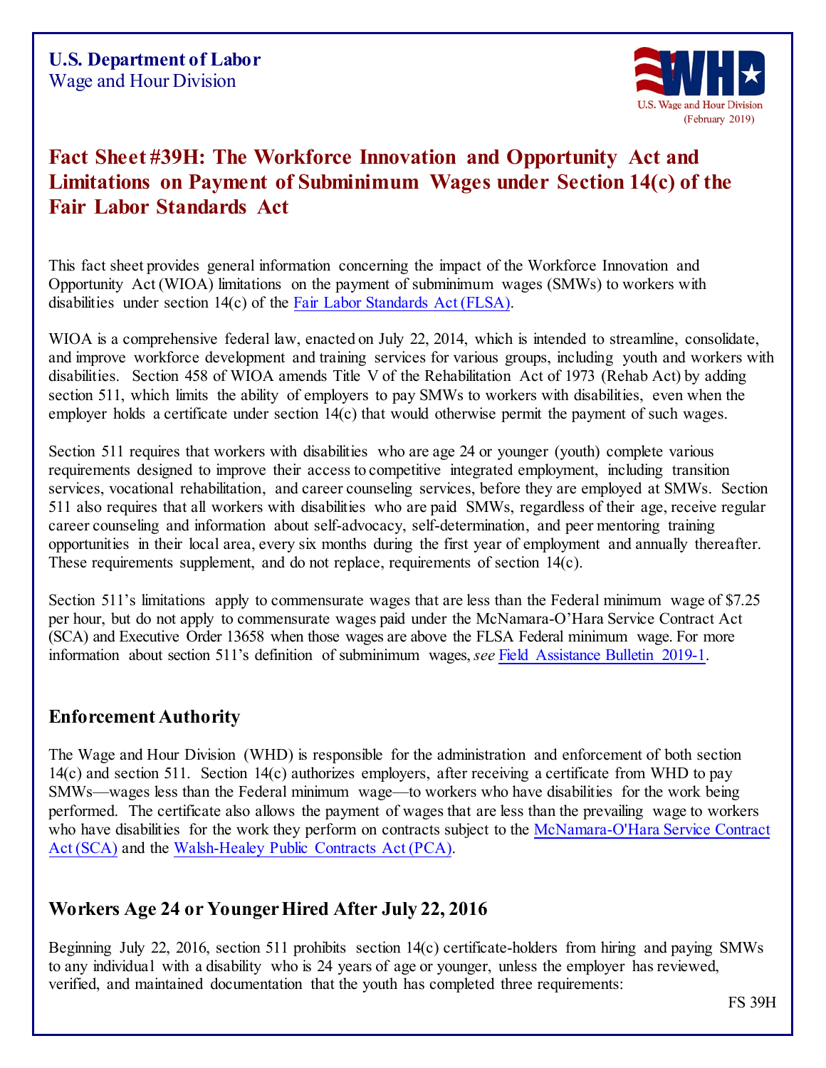**U.S. Department of Labor**
Wage and Hour Division

(February 2019)

# Fact Sheet #39H: The Workforce Innovation and Opportunity Act and Limitations on Payment of Subminimum Wages under Section 14(c) of the Fair Labor Standards Act

This fact sheet provides general information concerning the impact of the Workforce Innovation and Opportunity Act (WIOA) limitations on the payment of subminimum wages (SMWs) to workers with disabilities under section 14(c) of the Fair Labor Standards Act (FLSA).

WIOA is a comprehensive federal law, enacted on July 22, 2014, which is intended to streamline, consolidate, and improve workforce development and training services for various groups, including youth and workers with disabilities. Section 458 of WIOA amends Title V of the Rehabilitation Act of 1973 (Rehab Act) by adding section 511, which limits the ability of employers to pay SMWs to workers with disabilities, even when the employer holds a certificate under section 14(c) that would otherwise permit the payment of such wages.

Section 511 requires that workers with disabilities who are age 24 or younger (youth) complete various requirements designed to improve their access to competitive integrated employment, including transition services, vocational rehabilitation, and career counseling services, before they are employed at SMWs. Section 511 also requires that all workers with disabilities who are paid SMWs, regardless of their age, receive regular career counseling and information about self-advocacy, self-determination, and peer mentoring training opportunities in their local area, every six months during the first year of employment and annually thereafter. These requirements supplement, and do not replace, requirements of section 14(c).

Section 511's limitations apply to commensurate wages that are less than the Federal minimum wage of $7.25 per hour, but do not apply to commensurate wages paid under the McNamara-O'Hara Service Contract Act (SCA) and Executive Order 13658 when those wages are above the FLSA Federal minimum wage. For more information about section 511's definition of subminimum wages, *see* Field Assistance Bulletin 2019-1.

## Enforcement Authority

The Wage and Hour Division (WHD) is responsible for the administration and enforcement of both section 14(c) and section 511. Section 14(c) authorizes employers, after receiving a certificate from WHD to pay SMWs—wages less than the Federal minimum wage—to workers who have disabilities for the work being performed. The certificate also allows the payment of wages that are less than the prevailing wage to workers who have disabilities for the work they perform on contracts subject to the McNamara-O'Hara Service Contract Act (SCA) and the Walsh-Healey Public Contracts Act (PCA).

## Workers Age 24 or Younger Hired After July 22, 2016

Beginning July 22, 2016, section 511 prohibits section 14(c) certificate-holders from hiring and paying SMWs to any individual with a disability who is 24 years of age or younger, unless the employer has reviewed, verified, and maintained documentation that the youth has completed three requirements: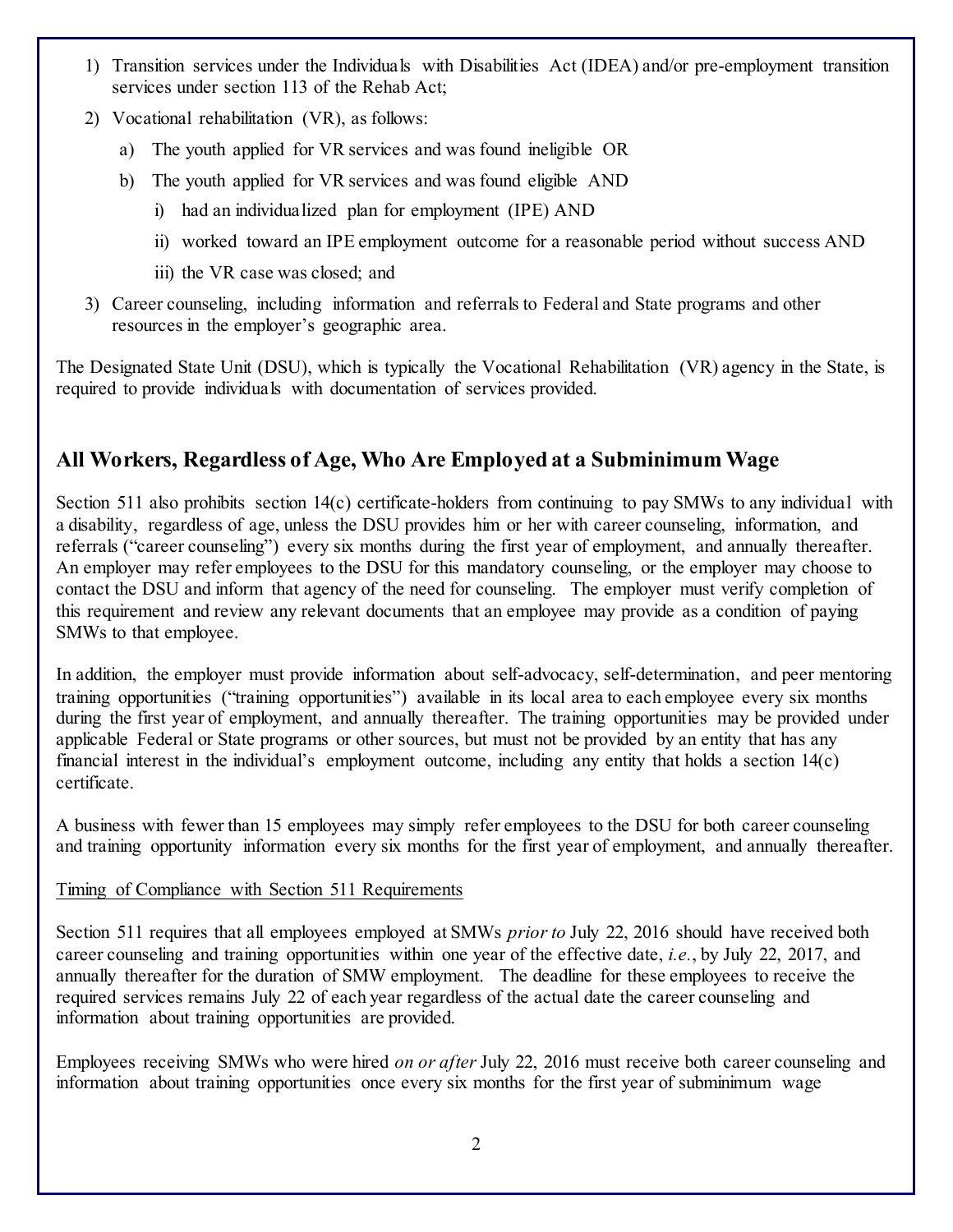1) Transition services under the Individuals with Disabilities Act (IDEA) and/or pre-employment transition services under section 113 of the Rehab Act;
2) Vocational rehabilitation (VR), as follows:
   a) The youth applied for VR services and was found ineligible OR
   b) The youth applied for VR services and was found eligible AND
      i) had an individualized plan for employment (IPE) AND
      ii) worked toward an IPE employment outcome for a reasonable period without success AND
      iii) the VR case was closed; and
3) Career counseling, including information and referrals to Federal and State programs and other resources in the employer's geographic area.

The Designated State Unit (DSU), which is typically the Vocational Rehabilitation (VR) agency in the State, is required to provide individuals with documentation of services provided.

## All Workers, Regardless of Age, Who Are Employed at a Subminimum Wage

Section 511 also prohibits section 14(c) certificate-holders from continuing to pay SMWs to any individual with a disability, regardless of age, unless the DSU provides him or her with career counseling, information, and referrals ("career counseling") every six months during the first year of employment, and annually thereafter. An employer may refer employees to the DSU for this mandatory counseling, or the employer may choose to contact the DSU and inform that agency of the need for counseling. The employer must verify completion of this requirement and review any relevant documents that an employee may provide as a condition of paying SMWs to that employee.

In addition, the employer must provide information about self-advocacy, self-determination, and peer mentoring training opportunities ("training opportunities") available in its local area to each employee every six months during the first year of employment, and annually thereafter. The training opportunities may be provided under applicable Federal or State programs or other sources, but must not be provided by an entity that has any financial interest in the individual's employment outcome, including any entity that holds a section 14(c) certificate.

A business with fewer than 15 employees may simply refer employees to the DSU for both career counseling and training opportunity information every six months for the first year of employment, and annually thereafter.

Timing of Compliance with Section 511 Requirements

Section 511 requires that all employees employed at SMWs *prior to* July 22, 2016 should have received both career counseling and training opportunities within one year of the effective date, *i.e.*, by July 22, 2017, and annually thereafter for the duration of SMW employment. The deadline for these employees to receive the required services remains July 22 of each year regardless of the actual date the career counseling and information about training opportunities are provided.

Employees receiving SMWs who were hired *on or after* July 22, 2016 must receive both career counseling and information about training opportunities once every six months for the first year of subminimum wage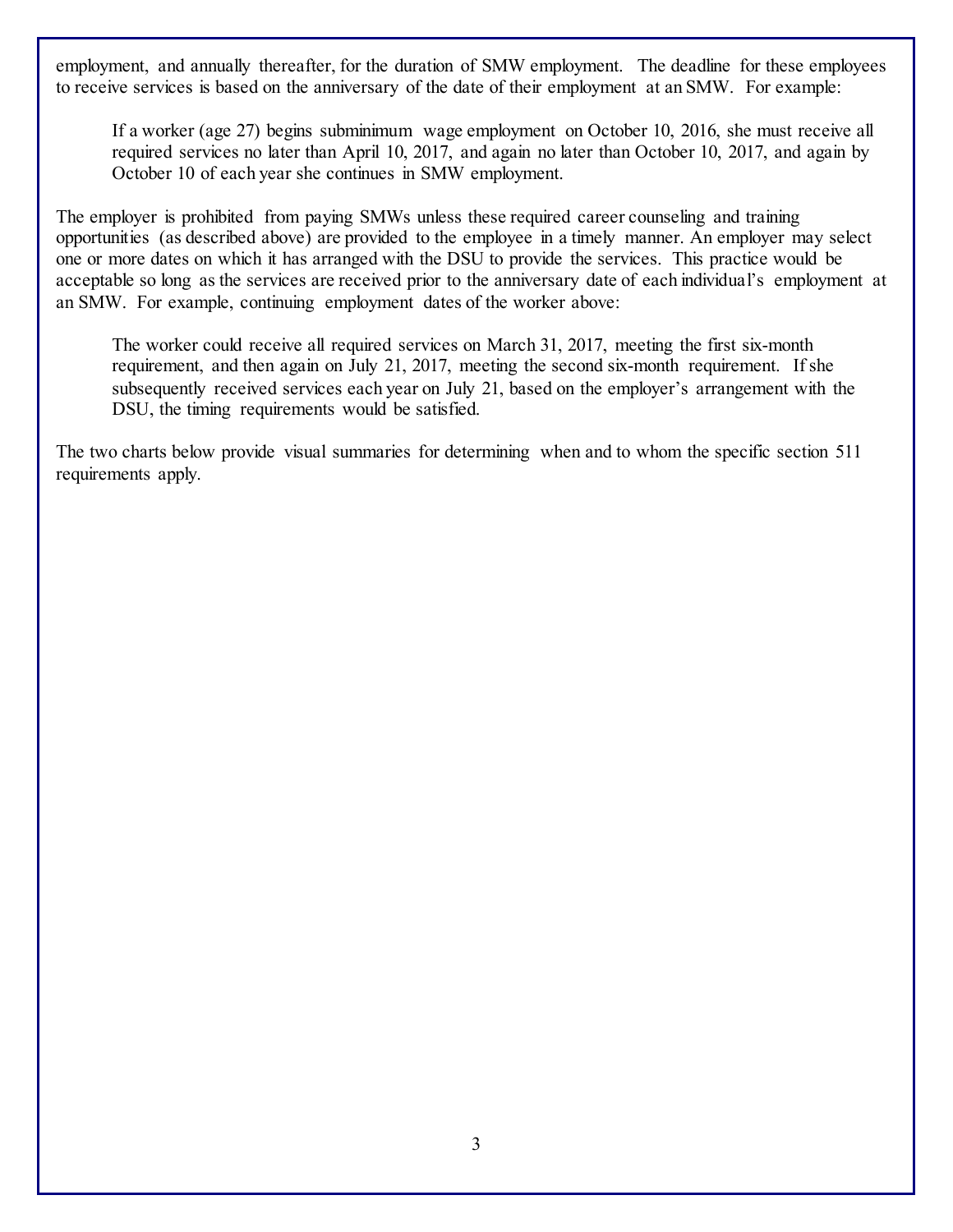employment, and annually thereafter, for the duration of SMW employment. The deadline for these employees to receive services is based on the anniversary of the date of their employment at an SMW. For example:

> If a worker (age 27) begins subminimum wage employment on October 10, 2016, she must receive all required services no later than April 10, 2017, and again no later than October 10, 2017, and again by October 10 of each year she continues in SMW employment.

The employer is prohibited from paying SMWs unless these required career counseling and training opportunities (as described above) are provided to the employee in a timely manner. An employer may select one or more dates on which it has arranged with the DSU to provide the services. This practice would be acceptable so long as the services are received prior to the anniversary date of each individual's employment at an SMW. For example, continuing employment dates of the worker above:

> The worker could receive all required services on March 31, 2017, meeting the first six-month requirement, and then again on July 21, 2017, meeting the second six-month requirement. If she subsequently received services each year on July 21, based on the employer's arrangement with the DSU, the timing requirements would be satisfied.

The two charts below provide visual summaries for determining when and to whom the specific section 511 requirements apply.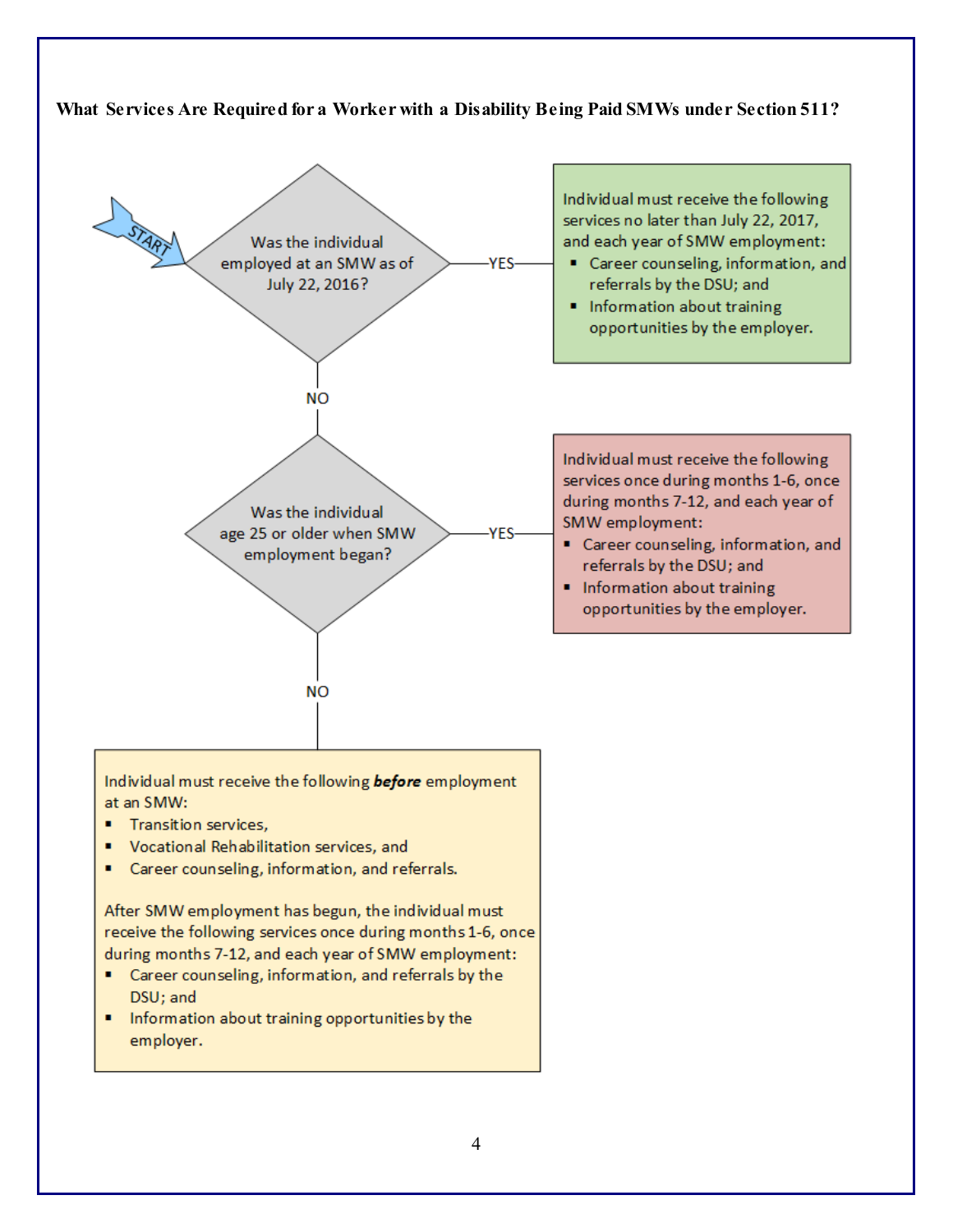**What Services Are Required for a Worker with a Disability Being Paid SMWs under Section 511?**

START

**Was the individual employed at an SMW as of July 22, 2016?**

YES →

Individual must receive the following services no later than July 22, 2017, and each year of SMW employment:

- Career counseling, information, and referrals by the DSU; and
- Information about training opportunities by the employer.

NO ↓

**Was the individual age 25 or older when SMW employment began?**

YES →

Individual must receive the following services once during months 1-6, once during months 7-12, and each year of SMW employment:

- Career counseling, information, and referrals by the DSU; and
- Information about training opportunities by the employer.

NO ↓

Individual must receive the following ***before*** employment at an SMW:

- Transition services,
- Vocational Rehabilitation services, and
- Career counseling, information, and referrals.

After SMW employment has begun, the individual must receive the following services once during months 1-6, once during months 7-12, and each year of SMW employment:

- Career counseling, information, and referrals by the DSU; and
- Information about training opportunities by the employer.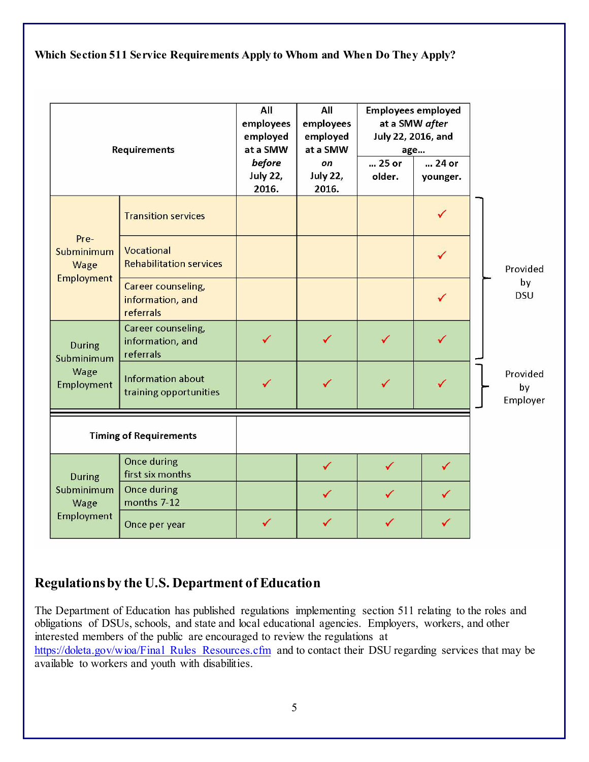**Which Section 511 Service Requirements Apply to Whom and When Do They Apply?**

| Requirements | | All employees employed at a SMW *before* July 22, 2016. | All employees employed at a SMW *on* July 22, 2016. | Employees employed at a SMW *after* July 22, 2016, and age… ... 25 or older. | Employees employed at a SMW *after* July 22, 2016, and age… ... 24 or younger. | |
|---|---|---|---|---|---|---|
| Pre-Subminimum Wage Employment | Transition services | | | | ✓ | Provided by DSU |
| | Vocational Rehabilitation services | | | | ✓ | Provided by DSU |
| | Career counseling, information, and referrals | | | | ✓ | Provided by DSU |
| During Subminimum Wage Employment | Career counseling, information, and referrals | ✓ | ✓ | ✓ | ✓ | Provided by DSU |
| | Information about training opportunities | ✓ | ✓ | ✓ | ✓ | Provided by Employer |
| **Timing of Requirements** | | | | | | |
| During Subminimum Wage Employment | Once during first six months | | ✓ | ✓ | ✓ | |
| | Once during months 7-12 | | ✓ | ✓ | ✓ | |
| | Once per year | ✓ | ✓ | ✓ | ✓ | |

## Regulations by the U.S. Department of Education

The Department of Education has published regulations implementing section 511 relating to the roles and obligations of DSUs, schools, and state and local educational agencies. Employers, workers, and other interested members of the public are encouraged to review the regulations at https://doleta.gov/wioa/Final_Rules_Resources.cfm and to contact their DSU regarding services that may be available to workers and youth with disabilities.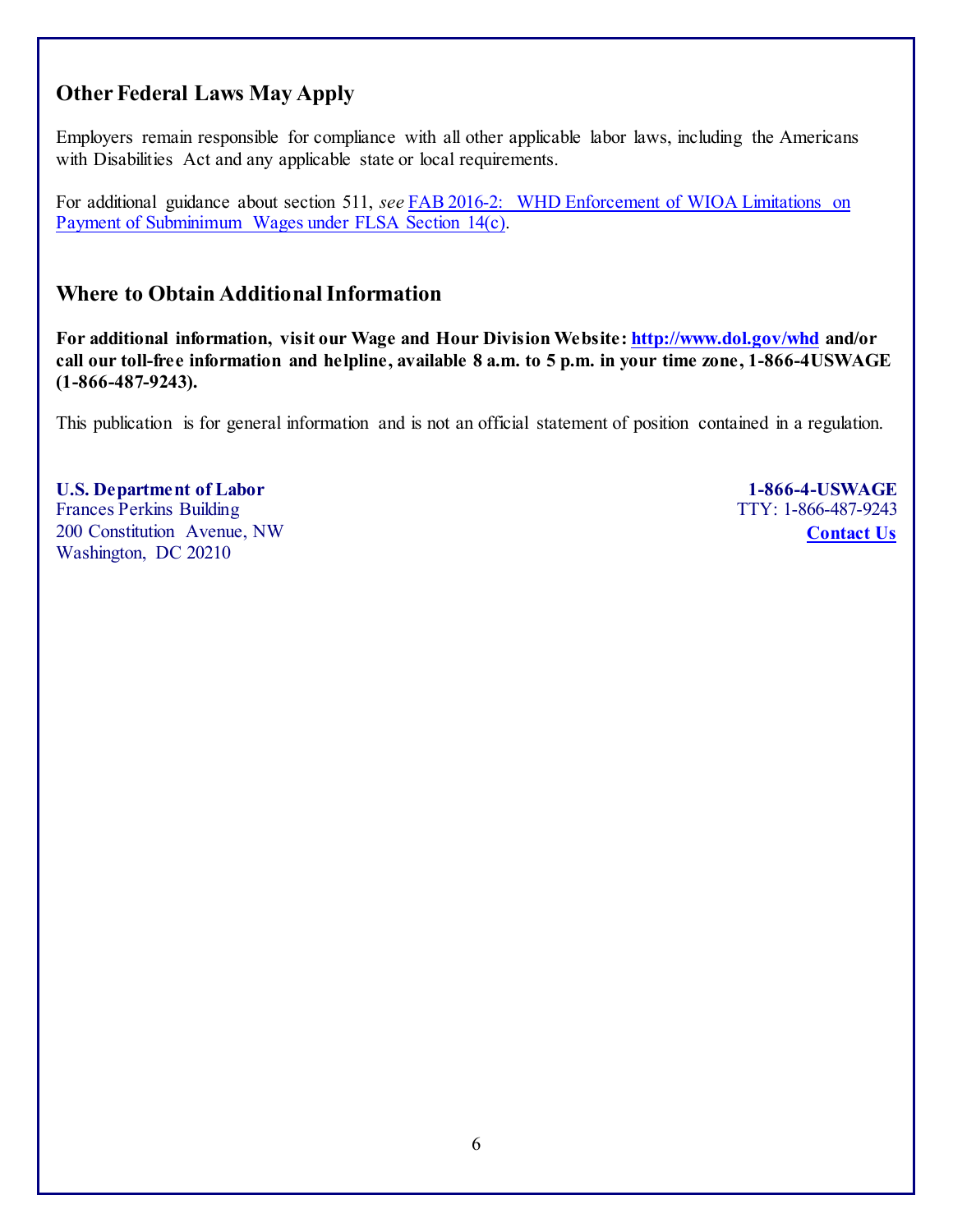## Other Federal Laws May Apply

Employers remain responsible for compliance with all other applicable labor laws, including the Americans with Disabilities Act and any applicable state or local requirements.

For additional guidance about section 511, *see* FAB 2016-2: WHD Enforcement of WIOA Limitations on Payment of Subminimum Wages under FLSA Section 14(c).

## Where to Obtain Additional Information

**For additional information, visit our Wage and Hour Division Website: http://www.dol.gov/whd and/or call our toll-free information and helpline, available 8 a.m. to 5 p.m. in your time zone, 1-866-4USWAGE (1-866-487-9243).**

This publication is for general information and is not an official statement of position contained in a regulation.

**U.S. Department of Labor**
Frances Perkins Building
200 Constitution Avenue, NW
Washington, DC 20210

**1-866-4-USWAGE**
TTY: 1-866-487-9243
**Contact Us**